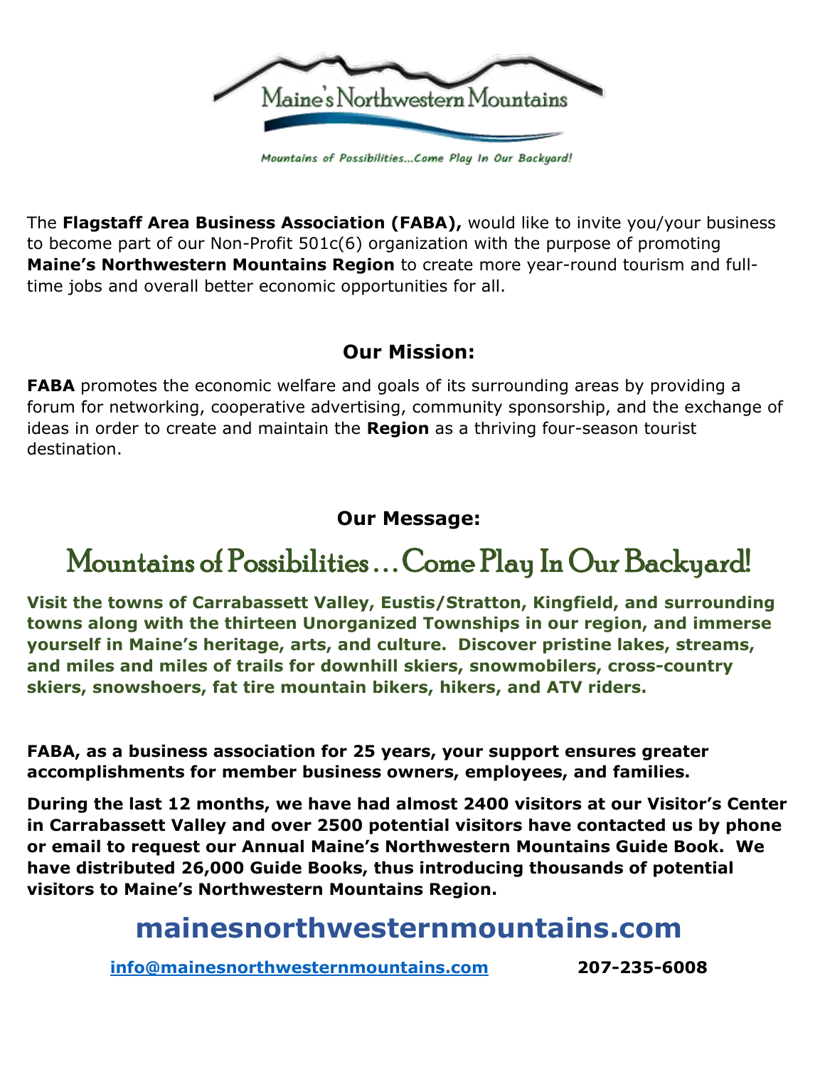Maine's Northwestern Mountains

*Mountains of Possibilities...Come Play In Our Backyard!*

The **Flagstaff Area Business Association (FABA),** would like to invite you/your business to become part of our Non-Profit 501c(6) organization with the purpose of promoting **Maine's Northwestern Mountains Region** to create more year-round tourism and full-time jobs and overall better economic opportunities for all.

## Our Mission:

**FABA** promotes the economic welfare and goals of its surrounding areas by providing a forum for networking, cooperative advertising, community sponsorship, and the exchange of ideas in order to create and maintain the **Region** as a thriving four-season tourist destination.

## Our Message:

# Mountains of Possibilities ... Come Play In Our Backyard!

**Visit the towns of Carrabassett Valley, Eustis/Stratton, Kingfield, and surrounding towns along with the thirteen Unorganized Townships in our region, and immerse yourself in Maine's heritage, arts, and culture. Discover pristine lakes, streams, and miles and miles of trails for downhill skiers, snowmobilers, cross-country skiers, snowshoers, fat tire mountain bikers, hikers, and ATV riders.**

**FABA, as a business association for 25 years, your support ensures greater accomplishments for member business owners, employees, and families.**

**During the last 12 months, we have had almost 2400 visitors at our Visitor's Center in Carrabassett Valley and over 2500 potential visitors have contacted us by phone or email to request our Annual Maine's Northwestern Mountains Guide Book. We have distributed 26,000 Guide Books, thus introducing thousands of potential visitors to Maine's Northwestern Mountains Region.**

## mainesnorthwesternmountains.com

**info@mainesnorthwesternmountains.com** **207-235-6008**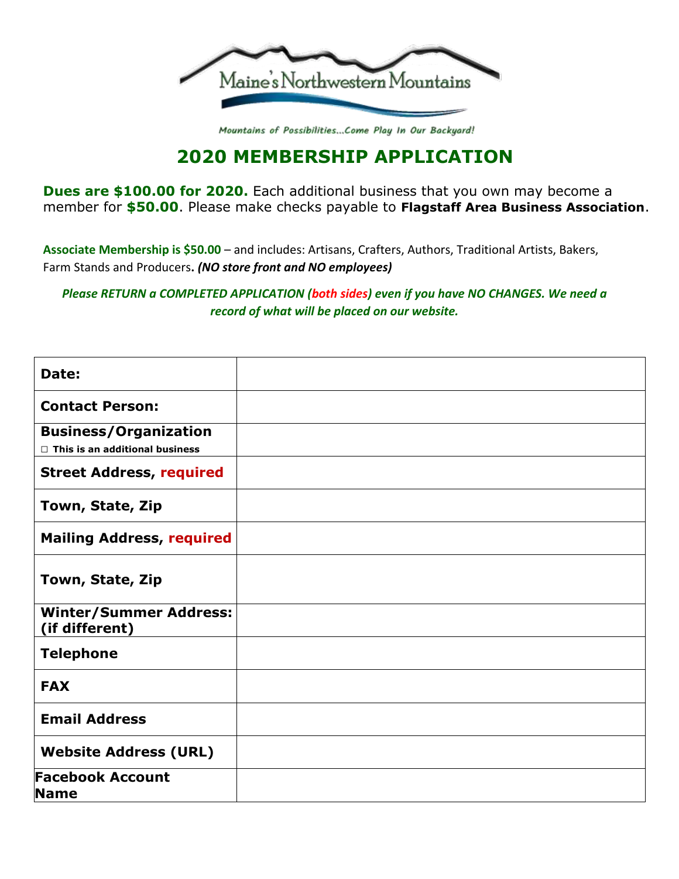Maine's Northwestern Mountains

*Mountains of Possibilities...Come Play In Our Backyard!*

# 2020 MEMBERSHIP APPLICATION

**Dues are $100.00 for 2020.** Each additional business that you own may become a member for **$50.00**. Please make checks payable to **Flagstaff Area Business Association**.

**Associate Membership is $50.00** – and includes: Artisans, Crafters, Authors, Traditional Artists, Bakers, Farm Stands and Producers**. *(NO store front and NO employees)***

***Please RETURN a COMPLETED APPLICATION (both sides) even if you have NO CHANGES. We need a record of what will be placed on our website.***

| | |
|---|---|
| **Date:** | |
| **Contact Person:** | |
| **Business/Organization** ☐ **This is an additional business** | |
| **Street Address, required** | |
| **Town, State, Zip** | |
| **Mailing Address, required** | |
| **Town, State, Zip** | |
| **Winter/Summer Address: (if different)** | |
| **Telephone** | |
| **FAX** | |
| **Email Address** | |
| **Website Address (URL)** | |
| **Facebook Account Name** | |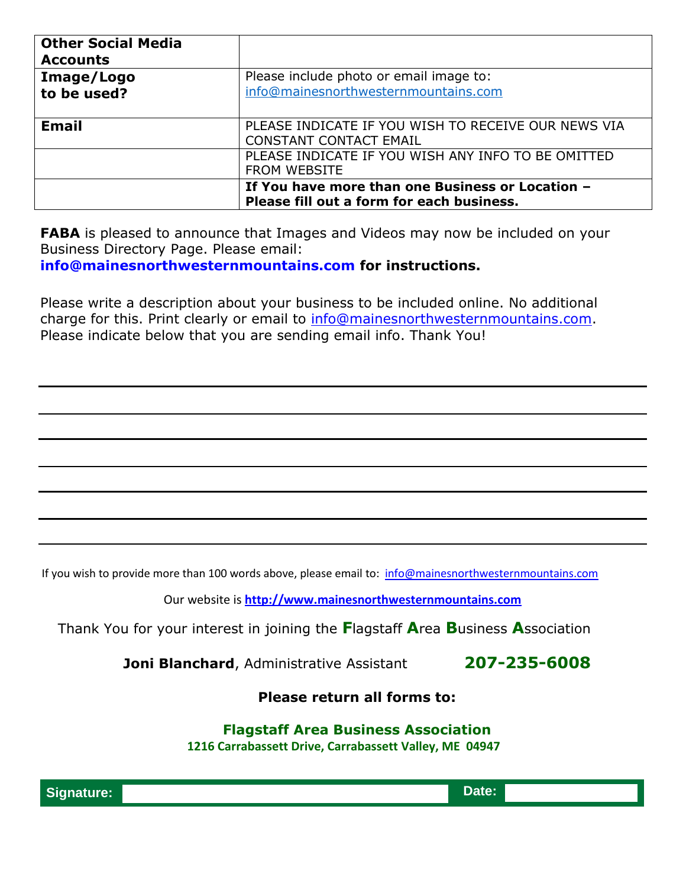| **Other Social Media Accounts** | |
|---|---|
| **Image/Logo to be used?** | Please include photo or email image to: info@mainesnorthwesternmountains.com |
| **Email** | PLEASE INDICATE IF YOU WISH TO RECEIVE OUR NEWS VIA CONSTANT CONTACT EMAIL |
| | PLEASE INDICATE IF YOU WISH ANY INFO TO BE OMITTED FROM WEBSITE |
| | **If You have more than one Business or Location – Please fill out a form for each business.** |

**FABA** is pleased to announce that Images and Videos may now be included on your Business Directory Page. Please email: **info@mainesnorthwesternmountains.com for instructions.**

Please write a description about your business to be included online. No additional charge for this. Print clearly or email to info@mainesnorthwesternmountains.com. Please indicate below that you are sending email info. Thank You!

_______________________________________________________________

_______________________________________________________________

_______________________________________________________________

_______________________________________________________________

_______________________________________________________________

_______________________________________________________________

_______________________________________________________________

If you wish to provide more than 100 words above, please email to: info@mainesnorthwesternmountains.com

Our website is **http://www.mainesnorthwesternmountains.com**

Thank You for your interest in joining the **F**lagstaff **A**rea **B**usiness **A**ssociation

**Joni Blanchard**, Administrative Assistant **207-235-6008**

**Please return all forms to:**

**Flagstaff Area Business Association**
**1216 Carrabassett Drive, Carrabassett Valley, ME 04947**

| **Signature:** | | **Date:** | |
|---|---|---|---|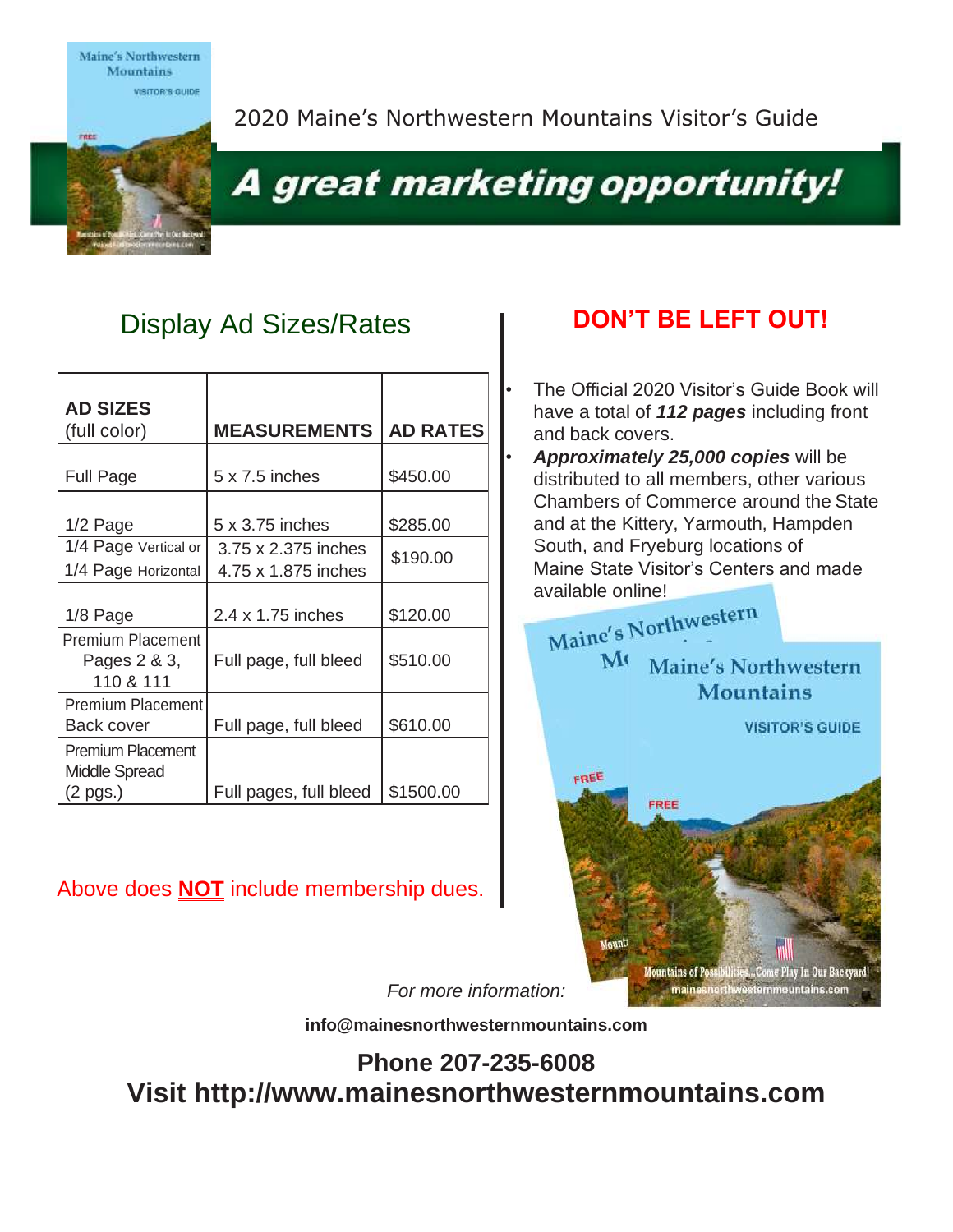2020 Maine's Northwestern Mountains Visitor's Guide

# A great marketing opportunity!

## Display Ad Sizes/Rates

| **AD SIZES** (full color) | **MEASUREMENTS** | **AD RATES** |
|---|---|---|
| Full Page | 5 x 7.5 inches | $450.00 |
| 1/2 Page | 5 x 3.75 inches | $285.00 |
| 1/4 Page Vertical or 1/4 Page Horizontal | 3.75 x 2.375 inches 4.75 x 1.875 inches | $190.00 |
| 1/8 Page | 2.4 x 1.75 inches | $120.00 |
| Premium Placement Pages 2 & 3, 110 & 111 | Full page, full bleed | $510.00 |
| Premium Placement Back cover | Full page, full bleed | $610.00 |
| Premium Placement Middle Spread (2 pgs.) | Full pages, full bleed | $1500.00 |

Above does **NOT** include membership dues.

## DON'T BE LEFT OUT!

- The Official 2020 Visitor's Guide Book will have a total of ***112 pages*** including front and back covers.
- ***Approximately 25,000 copies*** will be distributed to all members, other various Chambers of Commerce around the State and at the Kittery, Yarmouth, Hampden South, and Fryeburg locations of Maine State Visitor's Centers and made available online!

*For more information:*

**info@mainesnorthwesternmountains.com**

**Phone 207-235-6008**

**Visit http://www.mainesnorthwesternmountains.com**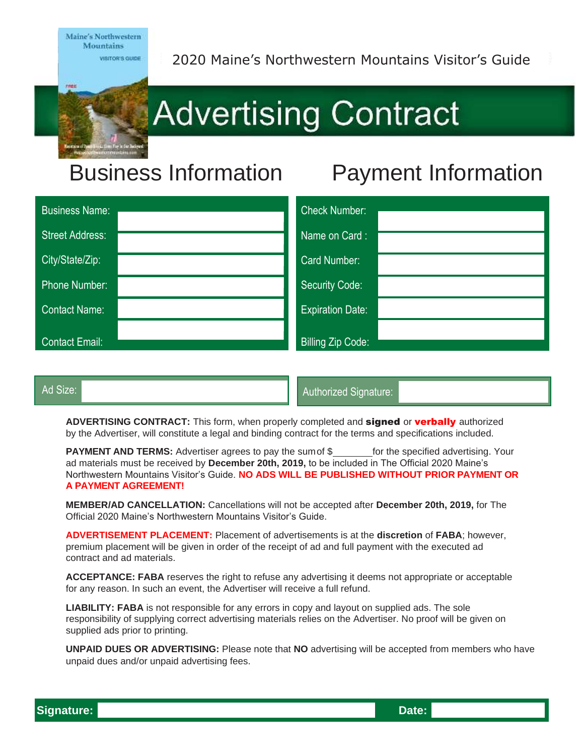2020 Maine's Northwestern Mountains Visitor's Guide

# Advertising Contract

## Business Information

| | |
|---|---|
| Business Name: | |
| Street Address: | |
| City/State/Zip: | |
| Phone Number: | |
| Contact Name: | |
| Contact Email: | |

## Payment Information

| | |
|---|---|
| Check Number: | |
| Name on Card : | |
| Card Number: | |
| Security Code: | |
| Expiration Date: | |
| Billing Zip Code: | |

Ad Size:

Authorized Signature:

**ADVERTISING CONTRACT:** This form, when properly completed and **signed** or **verbally** authorized by the Advertiser, will constitute a legal and binding contract for the terms and specifications included.

**PAYMENT AND TERMS:** Advertiser agrees to pay the sum of $_______ for the specified advertising. Your ad materials must be received by **December 20th, 2019,** to be included in The Official 2020 Maine's Northwestern Mountains Visitor's Guide. **NO ADS WILL BE PUBLISHED WITHOUT PRIOR PAYMENT OR A PAYMENT AGREEMENT!**

**MEMBER/AD CANCELLATION:** Cancellations will not be accepted after **December 20th, 2019,** for The Official 2020 Maine's Northwestern Mountains Visitor's Guide.

**ADVERTISEMENT PLACEMENT:** Placement of advertisements is at the **discretion** of **FABA**; however, premium placement will be given in order of the receipt of ad and full payment with the executed ad contract and ad materials.

**ACCEPTANCE: FABA** reserves the right to refuse any advertising it deems not appropriate or acceptable for any reason. In such an event, the Advertiser will receive a full refund.

**LIABILITY: FABA** is not responsible for any errors in copy and layout on supplied ads. The sole responsibility of supplying correct advertising materials relies on the Advertiser. No proof will be given on supplied ads prior to printing.

**UNPAID DUES OR ADVERTISING:** Please note that **NO** advertising will be accepted from members who have unpaid dues and/or unpaid advertising fees.

**Signature:** **Date:**